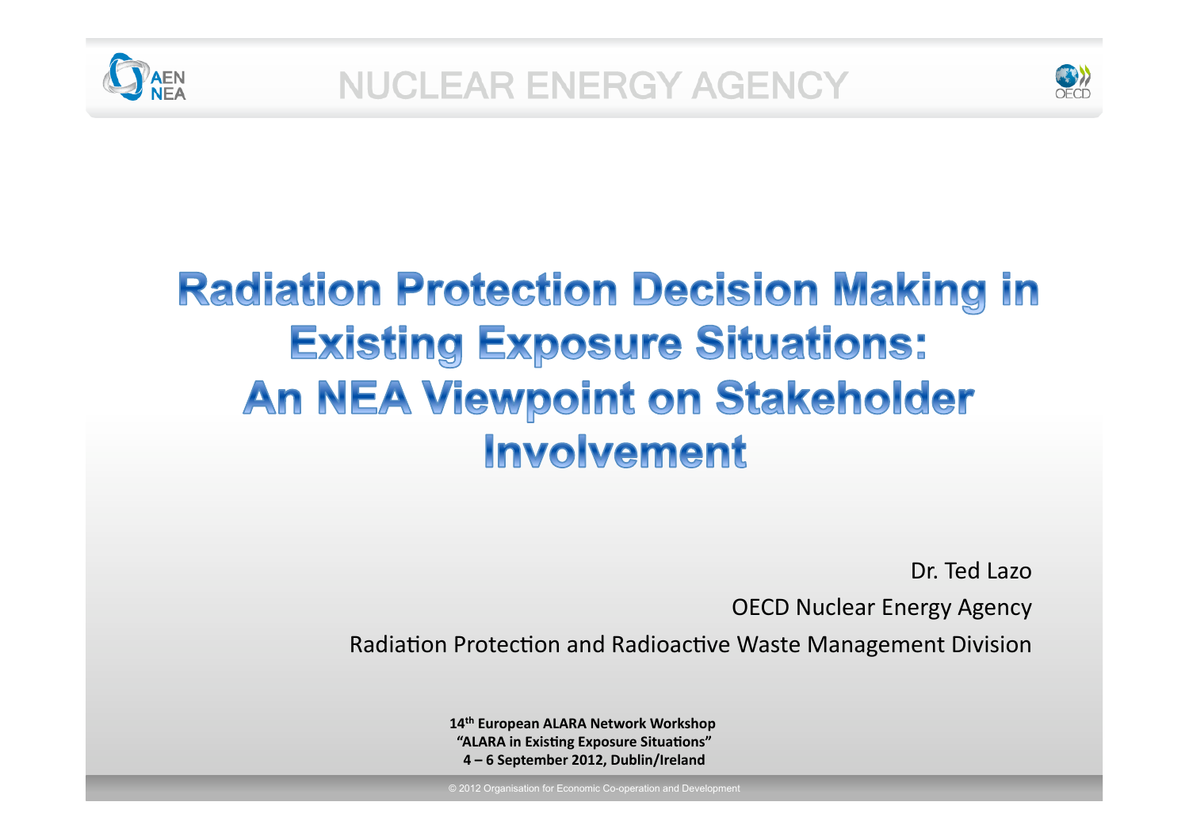# Radiation Protection Decision Making in Existing Exposure Situations: An NEA Viewpoint on Stakeholder Involvement

Dr. Ted Lazo

OECD Nuclear Energy Agency

Radiation Protection and Radioactive Waste Management Division

**14th European ALARA Network Workshop**
**"ALARA in Existing Exposure Situations"**
**4 – 6 September 2012, Dublin/Ireland**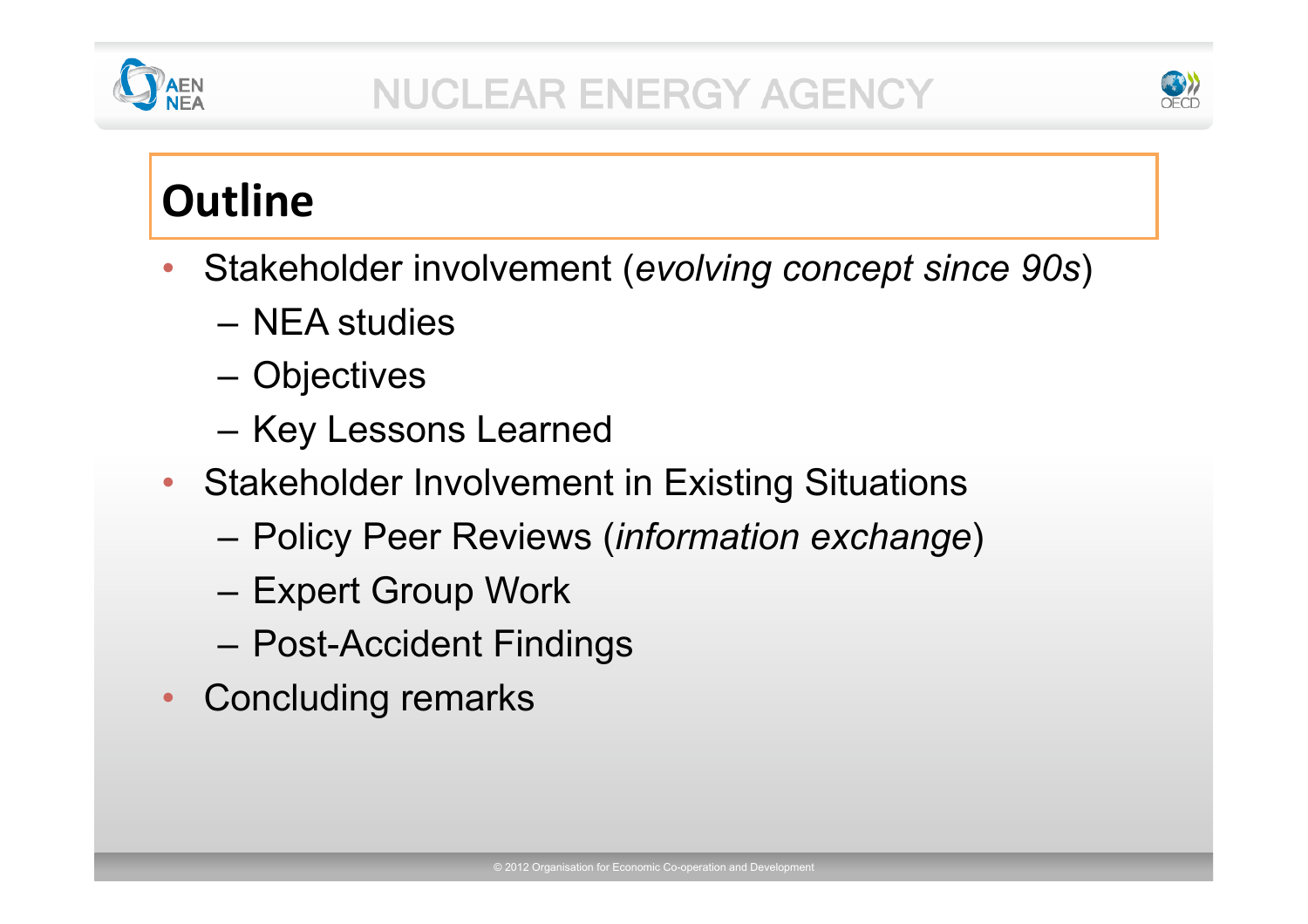# Outline

- Stakeholder involvement (*evolving concept since 90s*)
  - NEA studies
  - Objectives
  - Key Lessons Learned
- Stakeholder Involvement in Existing Situations
  - Policy Peer Reviews (*information exchange*)
  - Expert Group Work
  - Post-Accident Findings
- Concluding remarks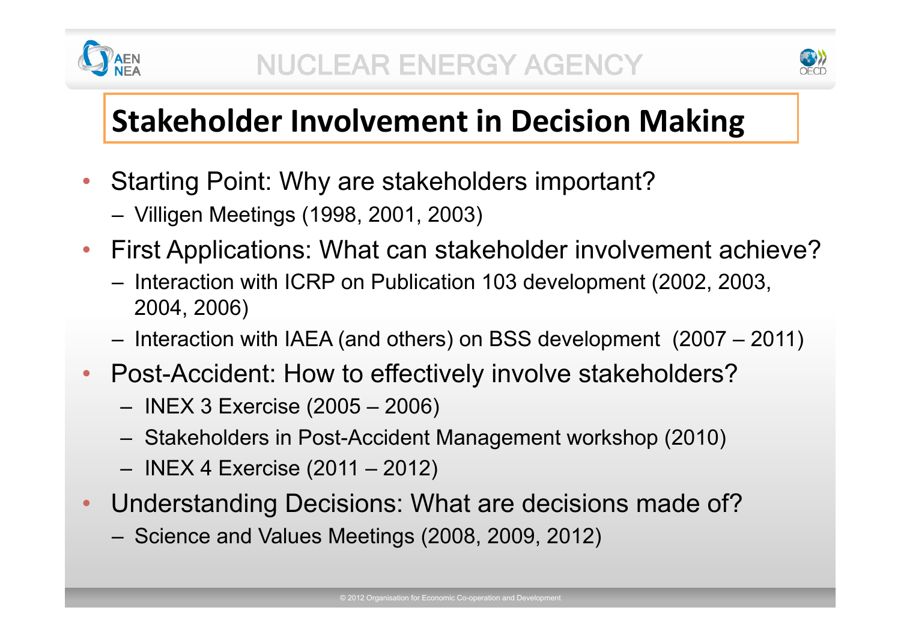# Stakeholder Involvement in Decision Making

- Starting Point: Why are stakeholders important?
  - Villigen Meetings (1998, 2001, 2003)
- First Applications: What can stakeholder involvement achieve?
  - Interaction with ICRP on Publication 103 development (2002, 2003, 2004, 2006)
  - Interaction with IAEA (and others) on BSS development (2007 – 2011)
- Post-Accident: How to effectively involve stakeholders?
  - INEX 3 Exercise (2005 – 2006)
  - Stakeholders in Post-Accident Management workshop (2010)
  - INEX 4 Exercise (2011 – 2012)
- Understanding Decisions: What are decisions made of?
  - Science and Values Meetings (2008, 2009, 2012)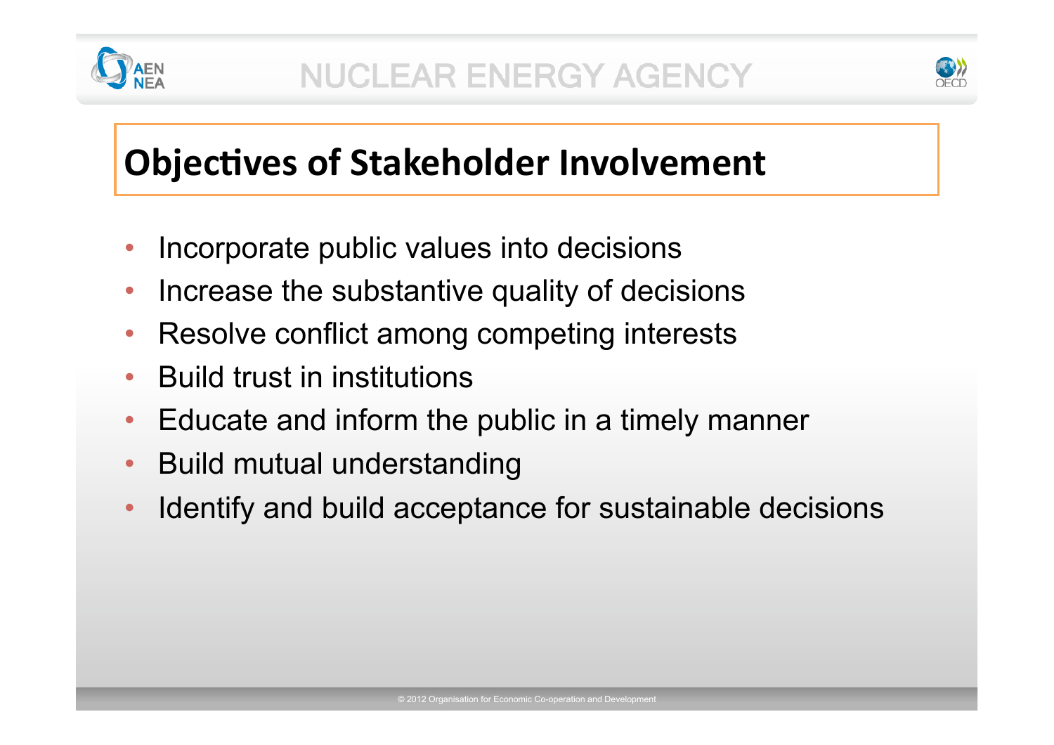# Objectives of Stakeholder Involvement

- Incorporate public values into decisions
- Increase the substantive quality of decisions
- Resolve conflict among competing interests
- Build trust in institutions
- Educate and inform the public in a timely manner
- Build mutual understanding
- Identify and build acceptance for sustainable decisions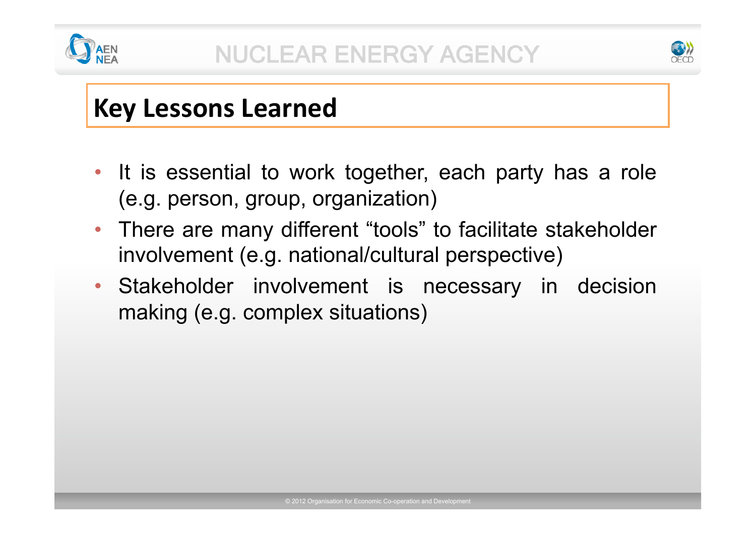## Key Lessons Learned

- It is essential to work together, each party has a role (e.g. person, group, organization)
- There are many different "tools" to facilitate stakeholder involvement (e.g. national/cultural perspective)
- Stakeholder involvement is necessary in decision making (e.g. complex situations)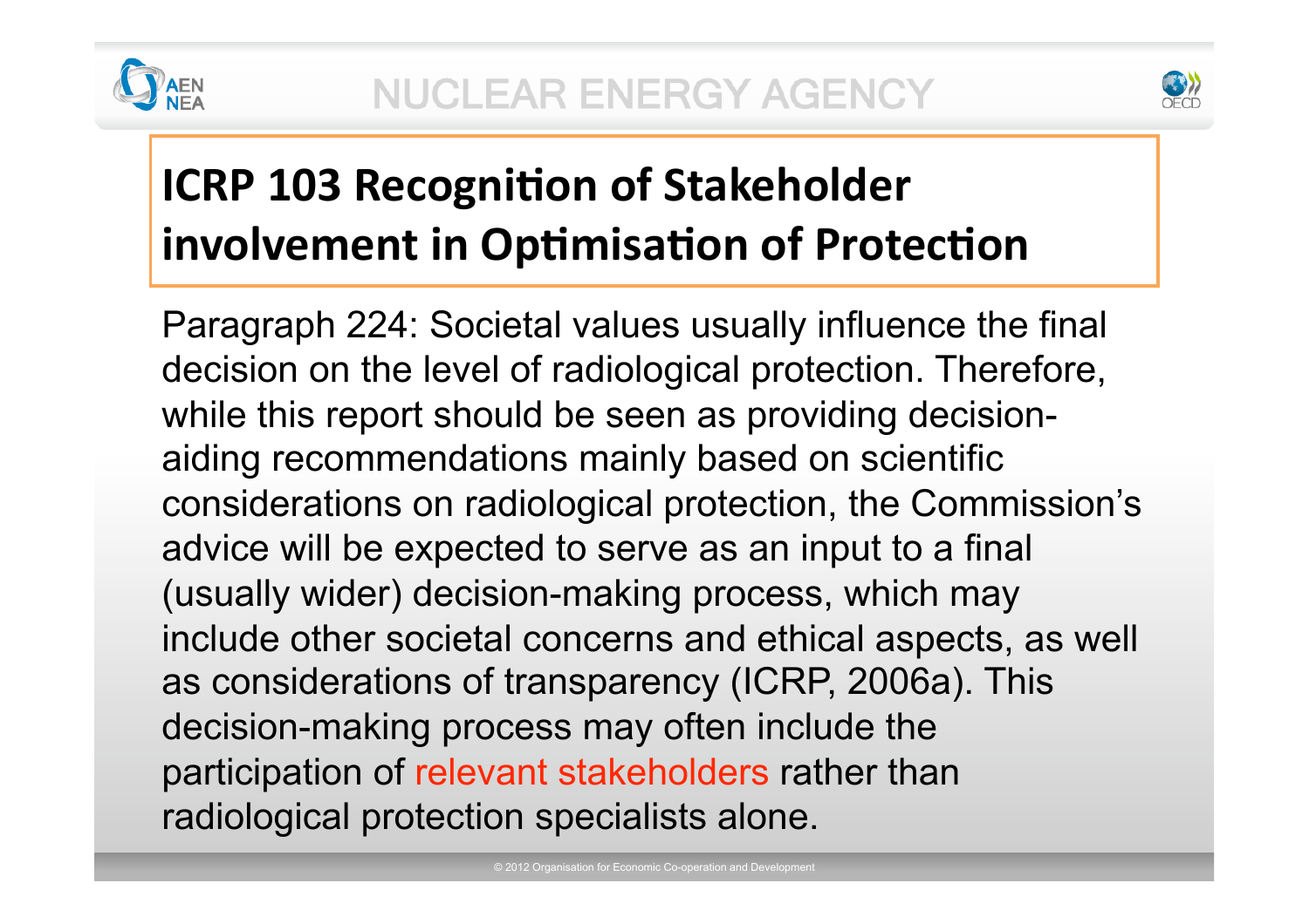# ICRP 103 Recognition of Stakeholder involvement in Optimisation of Protection

Paragraph 224: Societal values usually influence the final decision on the level of radiological protection. Therefore, while this report should be seen as providing decision-aiding recommendations mainly based on scientific considerations on radiological protection, the Commission's advice will be expected to serve as an input to a final (usually wider) decision-making process, which may include other societal concerns and ethical aspects, as well as considerations of transparency (ICRP, 2006a). This decision-making process may often include the participation of relevant stakeholders rather than radiological protection specialists alone.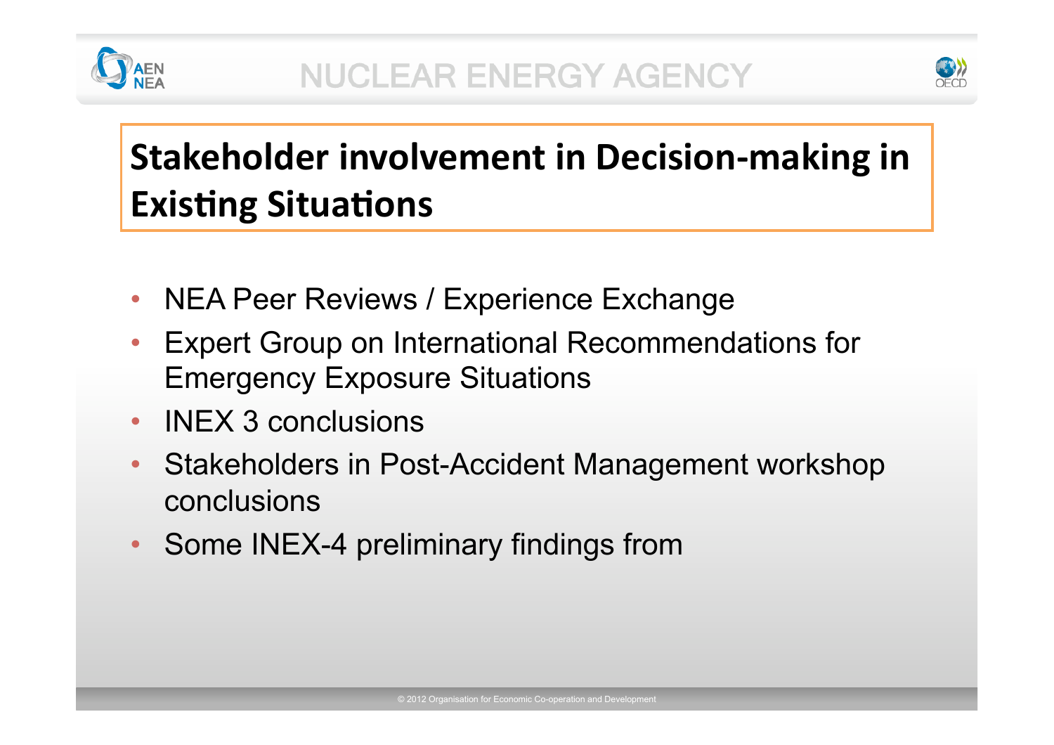# Stakeholder involvement in Decision-making in Existing Situations

- NEA Peer Reviews / Experience Exchange
- Expert Group on International Recommendations for Emergency Exposure Situations
- INEX 3 conclusions
- Stakeholders in Post-Accident Management workshop conclusions
- Some INEX-4 preliminary findings from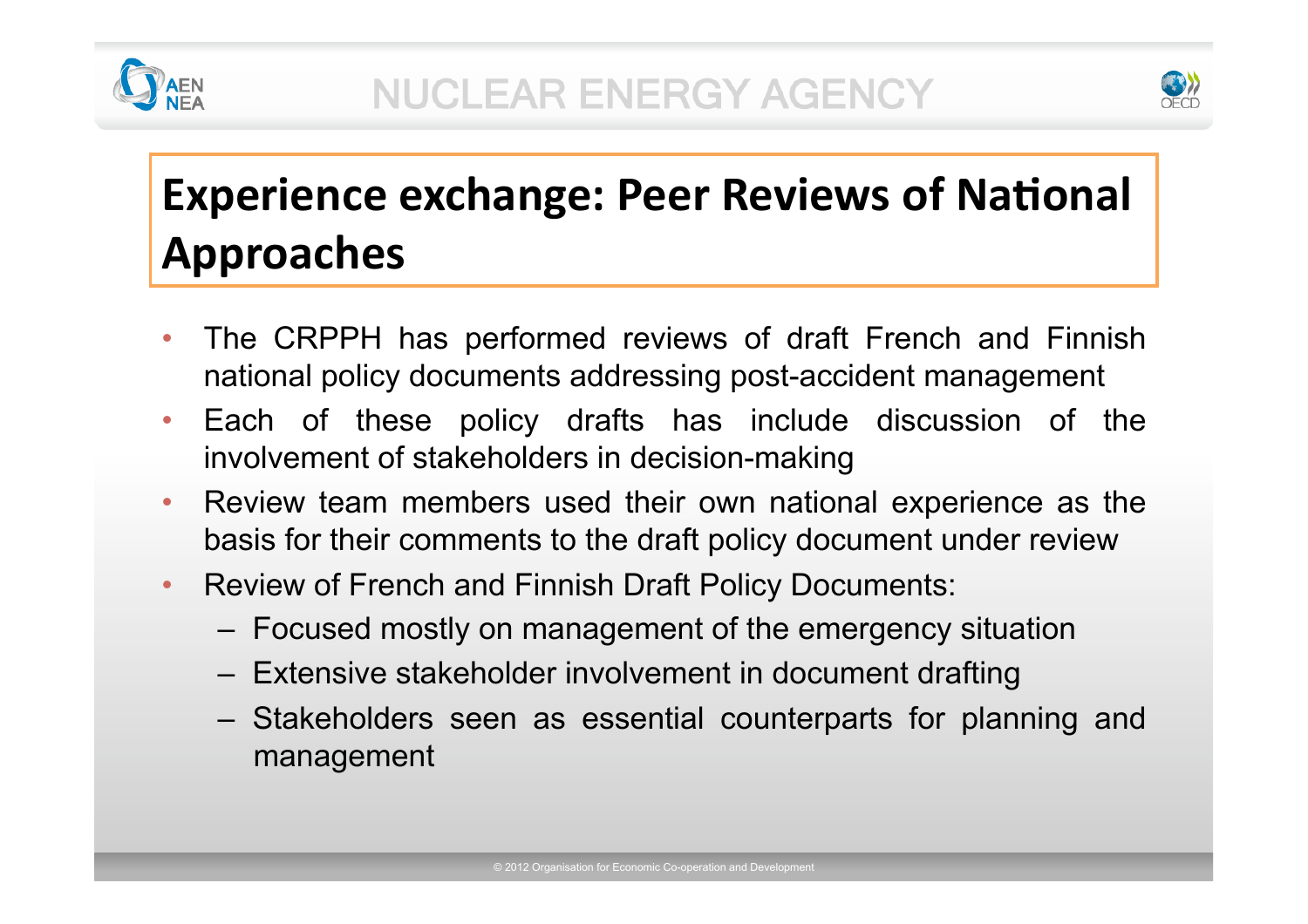# Experience exchange: Peer Reviews of National Approaches

- The CRPPH has performed reviews of draft French and Finnish national policy documents addressing post-accident management
- Each of these policy drafts has include discussion of the involvement of stakeholders in decision-making
- Review team members used their own national experience as the basis for their comments to the draft policy document under review
- Review of French and Finnish Draft Policy Documents:
  - Focused mostly on management of the emergency situation
  - Extensive stakeholder involvement in document drafting
  - Stakeholders seen as essential counterparts for planning and management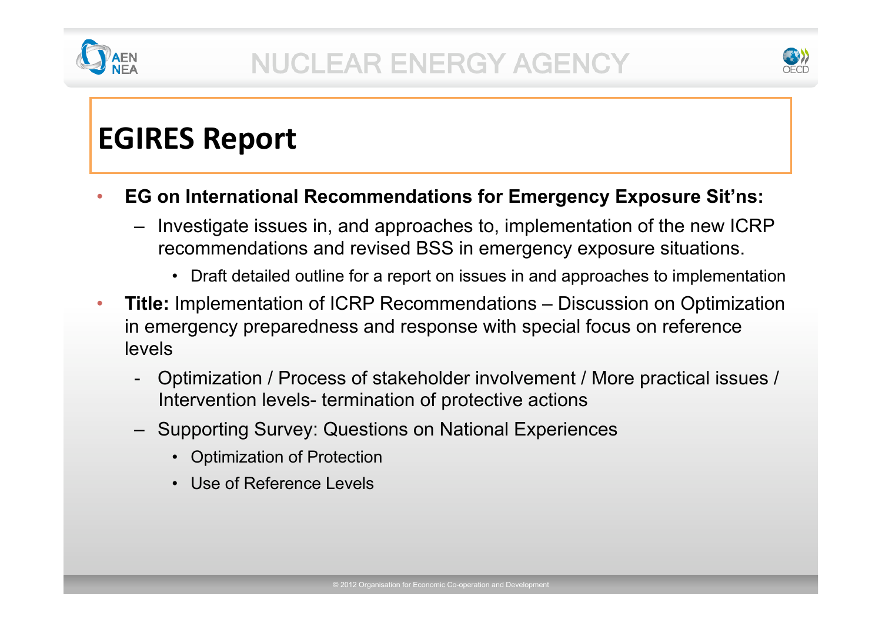# EGIRES Report

- **EG on International Recommendations for Emergency Exposure Sit'ns:**
  - Investigate issues in, and approaches to, implementation of the new ICRP recommendations and revised BSS in emergency exposure situations.
    - Draft detailed outline for a report on issues in and approaches to implementation
- **Title:** Implementation of ICRP Recommendations – Discussion on Optimization in emergency preparedness and response with special focus on reference levels
  - Optimization / Process of stakeholder involvement / More practical issues / Intervention levels- termination of protective actions
  - Supporting Survey: Questions on National Experiences
    - Optimization of Protection
    - Use of Reference Levels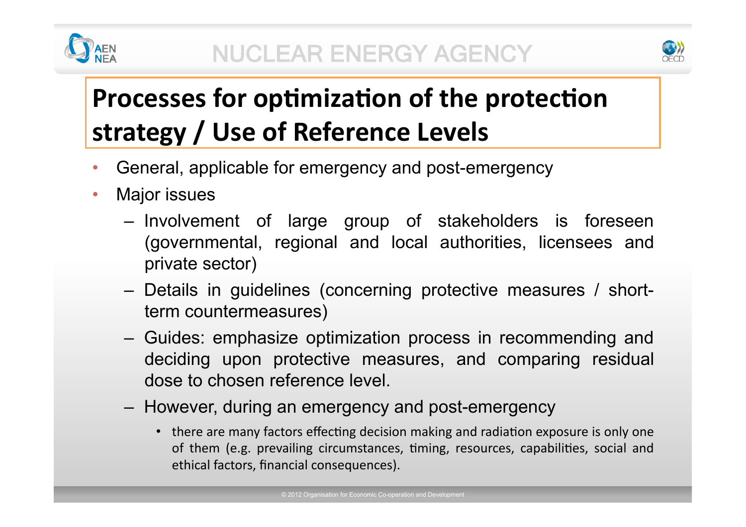# Processes for optimization of the protection strategy / Use of Reference Levels

- General, applicable for emergency and post-emergency
- Major issues
  - Involvement of large group of stakeholders is foreseen (governmental, regional and local authorities, licensees and private sector)
  - Details in guidelines (concerning protective measures / short-term countermeasures)
  - Guides: emphasize optimization process in recommending and deciding upon protective measures, and comparing residual dose to chosen reference level.
  - However, during an emergency and post-emergency
    - there are many factors effecting decision making and radiation exposure is only one of them (e.g. prevailing circumstances, timing, resources, capabilities, social and ethical factors, financial consequences).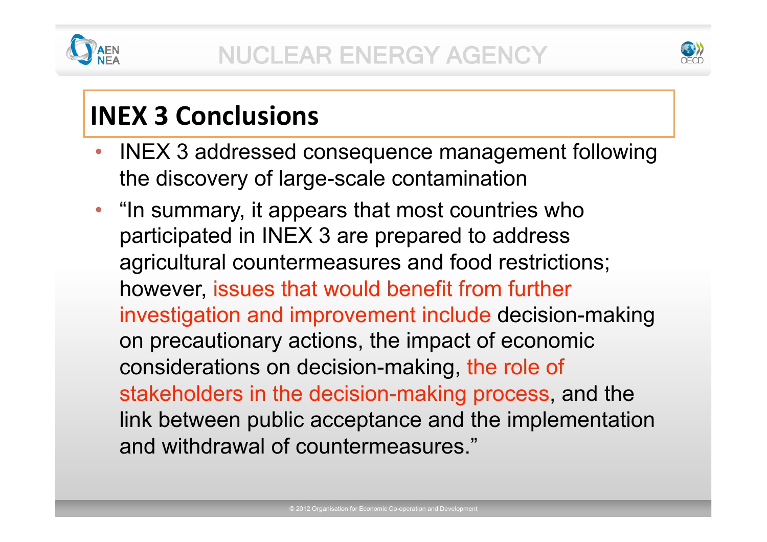# INEX 3 Conclusions

- INEX 3 addressed consequence management following the discovery of large-scale contamination
- "In summary, it appears that most countries who participated in INEX 3 are prepared to address agricultural countermeasures and food restrictions; however, issues that would benefit from further investigation and improvement include decision-making on precautionary actions, the impact of economic considerations on decision-making, the role of stakeholders in the decision-making process, and the link between public acceptance and the implementation and withdrawal of countermeasures."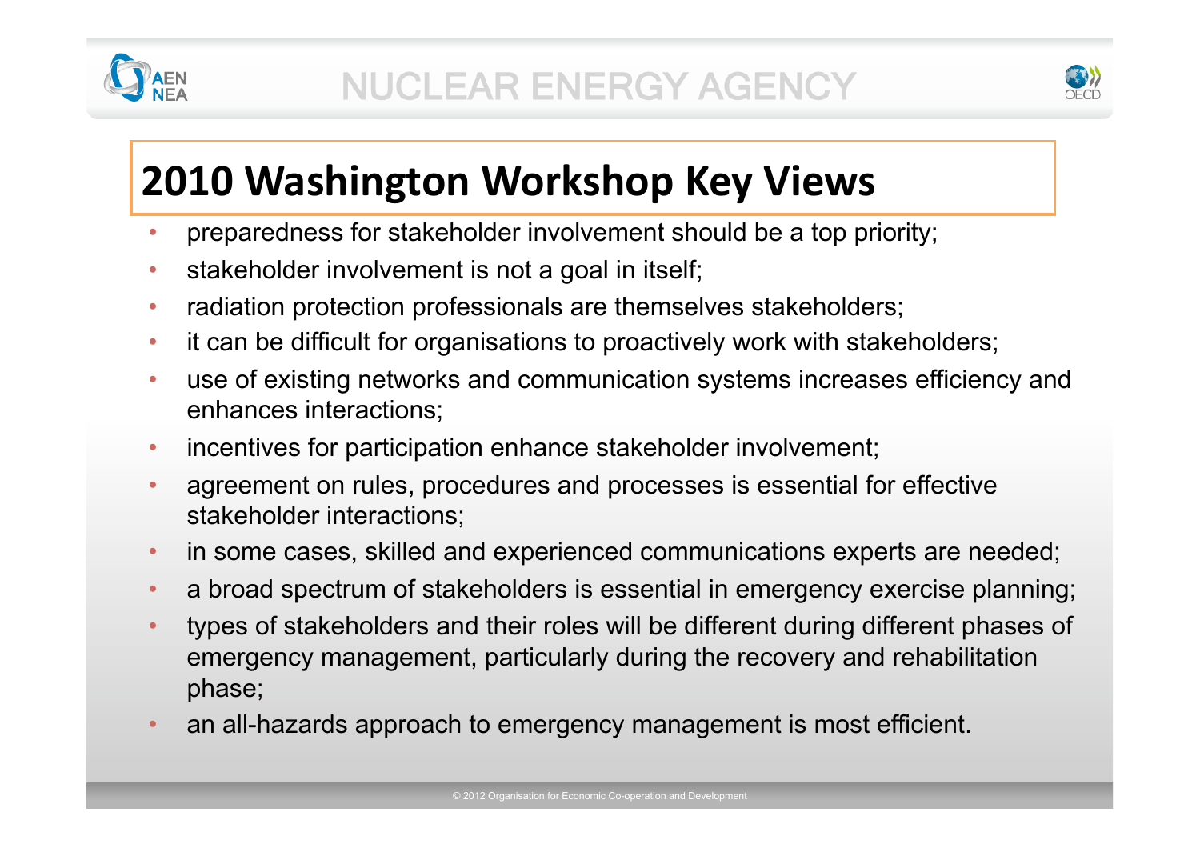## 2010 Washington Workshop Key Views

- preparedness for stakeholder involvement should be a top priority;
- stakeholder involvement is not a goal in itself;
- radiation protection professionals are themselves stakeholders;
- it can be difficult for organisations to proactively work with stakeholders;
- use of existing networks and communication systems increases efficiency and enhances interactions;
- incentives for participation enhance stakeholder involvement;
- agreement on rules, procedures and processes is essential for effective stakeholder interactions;
- in some cases, skilled and experienced communications experts are needed;
- a broad spectrum of stakeholders is essential in emergency exercise planning;
- types of stakeholders and their roles will be different during different phases of emergency management, particularly during the recovery and rehabilitation phase;
- an all-hazards approach to emergency management is most efficient.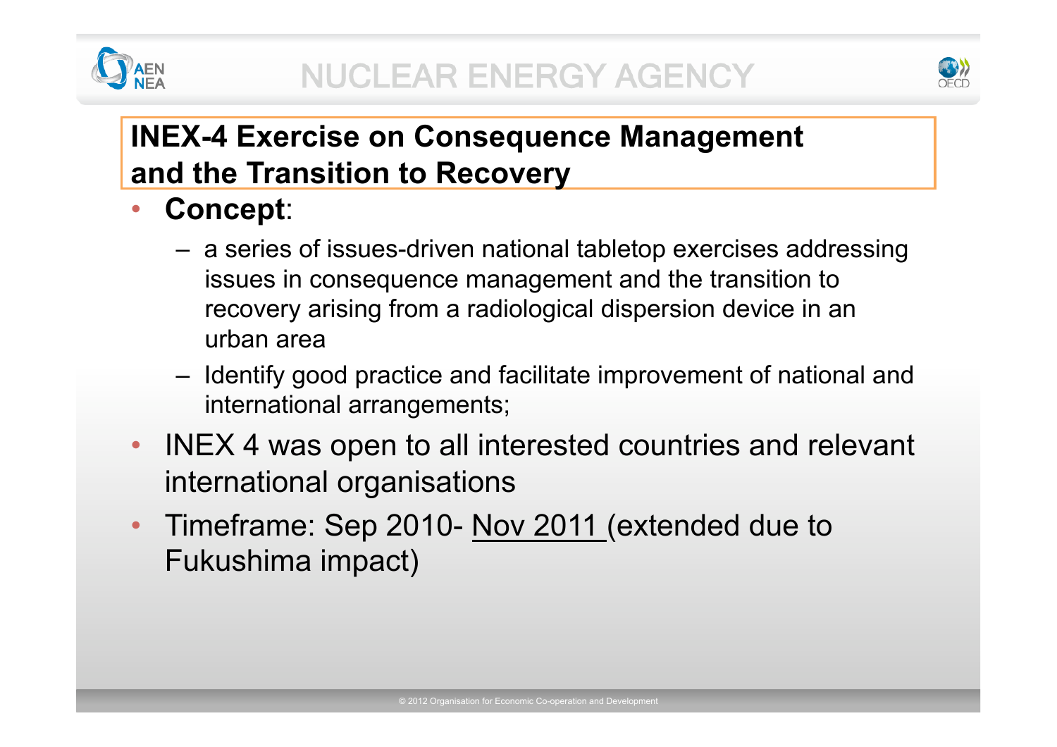## INEX-4 Exercise on Consequence Management and the Transition to Recovery

- **Concept**:
  - a series of issues-driven national tabletop exercises addressing issues in consequence management and the transition to recovery arising from a radiological dispersion device in an urban area
  - Identify good practice and facilitate improvement of national and international arrangements;
- INEX 4 was open to all interested countries and relevant international organisations
- Timeframe: Sep 2010- Nov 2011 (extended due to Fukushima impact)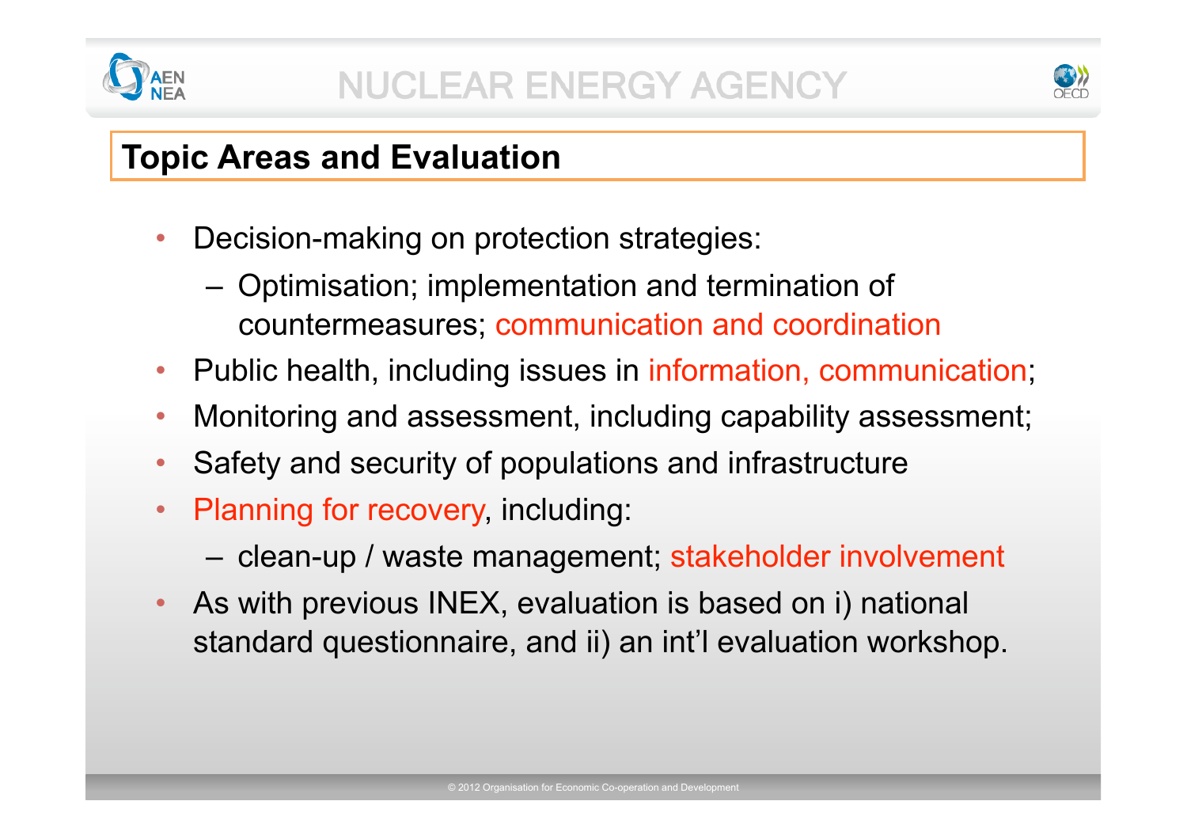## Topic Areas and Evaluation

- Decision-making on protection strategies:
  - Optimisation; implementation and termination of countermeasures; communication and coordination
- Public health, including issues in information, communication;
- Monitoring and assessment, including capability assessment;
- Safety and security of populations and infrastructure
- Planning for recovery, including:
  - clean-up / waste management; stakeholder involvement
- As with previous INEX, evaluation is based on i) national standard questionnaire, and ii) an int'l evaluation workshop.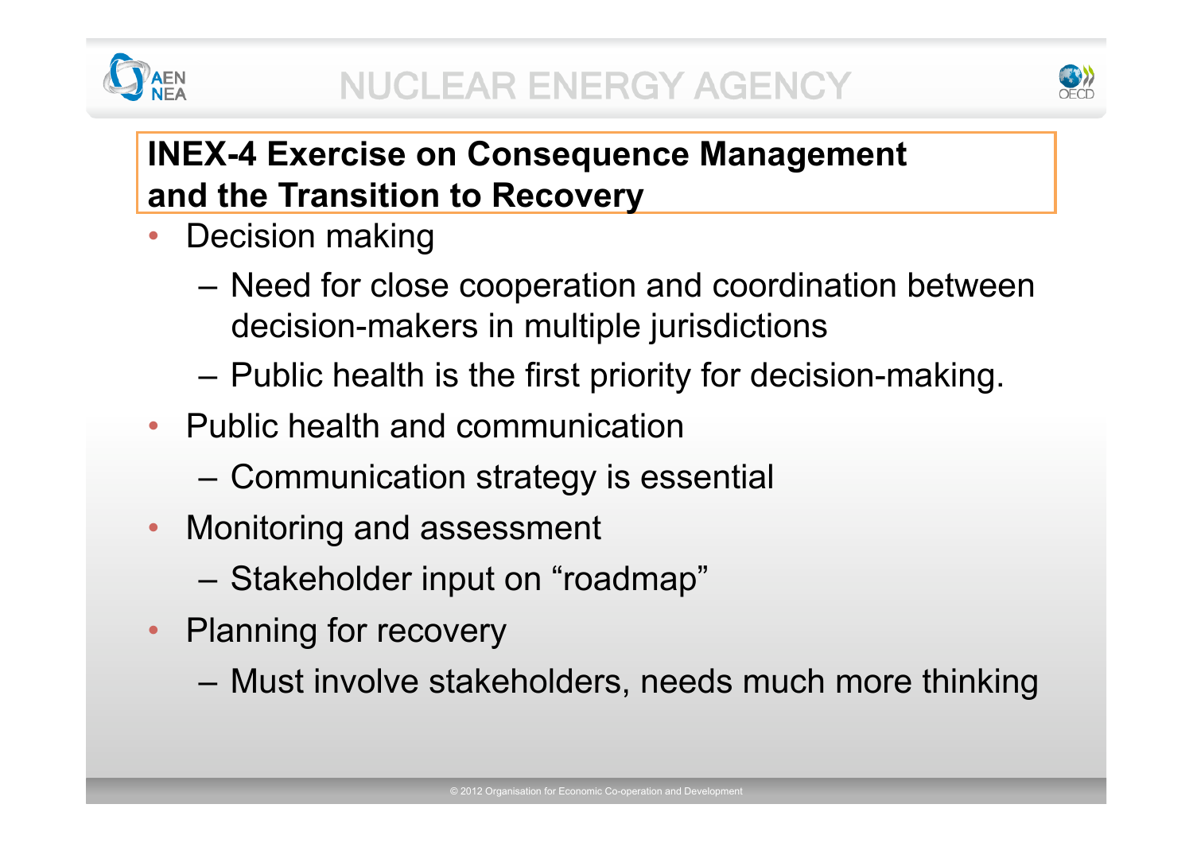## INEX-4 Exercise on Consequence Management and the Transition to Recovery

- Decision making
  - Need for close cooperation and coordination between decision-makers in multiple jurisdictions
  - Public health is the first priority for decision-making.
- Public health and communication
  - Communication strategy is essential
- Monitoring and assessment
  - Stakeholder input on "roadmap"
- Planning for recovery
  - Must involve stakeholders, needs much more thinking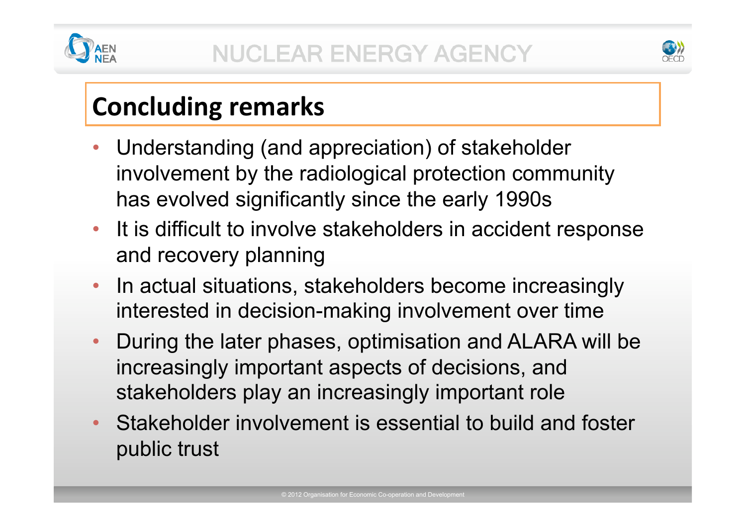## Concluding remarks

- Understanding (and appreciation) of stakeholder involvement by the radiological protection community has evolved significantly since the early 1990s
- It is difficult to involve stakeholders in accident response and recovery planning
- In actual situations, stakeholders become increasingly interested in decision-making involvement over time
- During the later phases, optimisation and ALARA will be increasingly important aspects of decisions, and stakeholders play an increasingly important role
- Stakeholder involvement is essential to build and foster public trust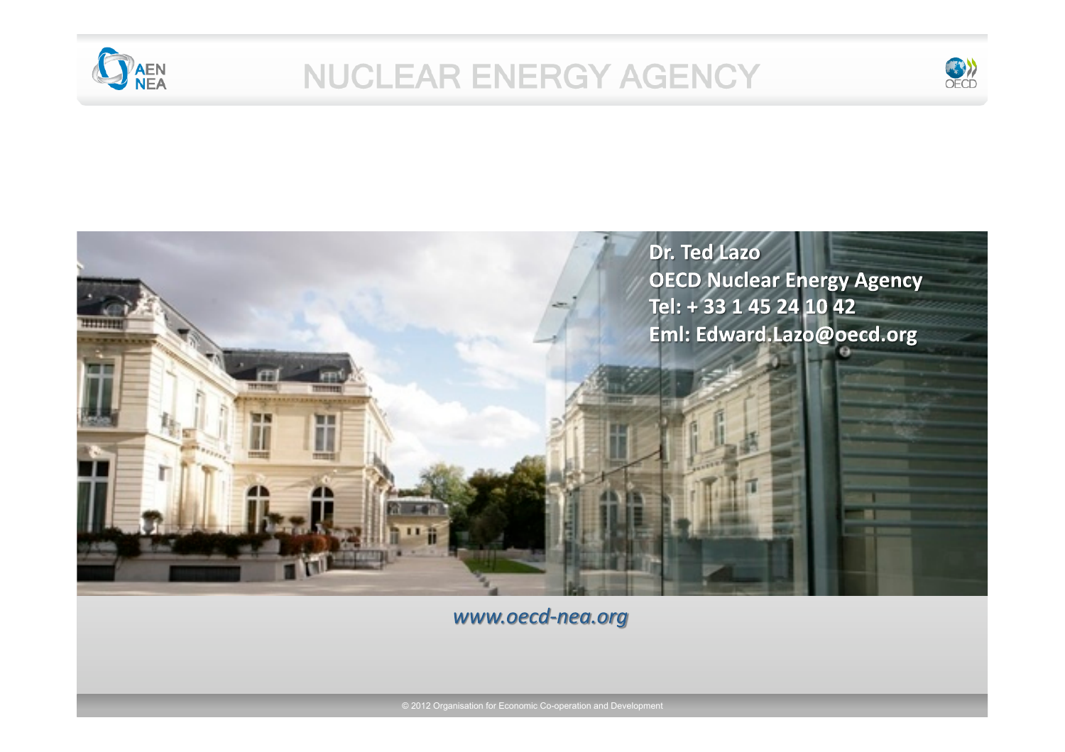# NUCLEAR ENERGY AGENCY

**Dr. Ted Lazo**
**OECD Nuclear Energy Agency**
**Tel: + 33 1 45 24 10 42**
**Eml: Edward.Lazo@oecd.org**

*www.oecd-nea.org*

© 2012 Organisation for Economic Co-operation and Development